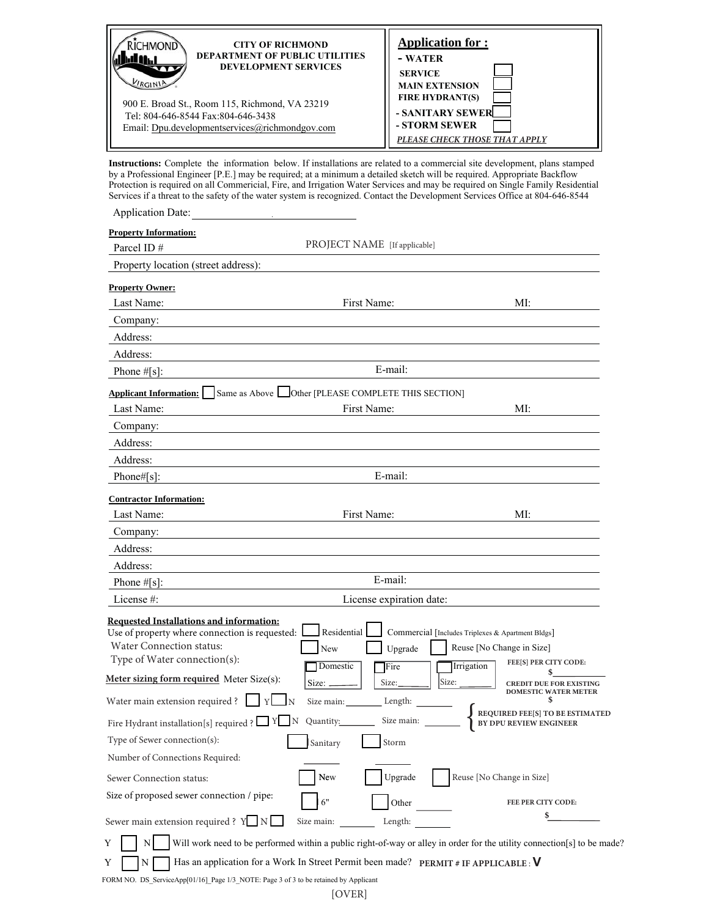**CITY OF RICHMOND**
**DEPARTMENT OF PUBLIC UTILITIES**
**DEVELOPMENT SERVICES**

900 E. Broad St., Room 115, Richmond, VA 23219
Tel: 804-646-8544 Fax:804-646-3438
Email: Dpu.developmentservices@richmondgov.com

## Application for :

- **WATER**
  - **SERVICE** ☐
  - **MAIN EXTENSION** ☐
  - **FIRE HYDRANT(S)** ☐
- **SANITARY SEWER** ☐
- **STORM SEWER** ☐

***PLEASE CHECK THOSE THAT APPLY***

**Instructions:** Complete the information below. If installations are related to a commercial site development, plans stamped by a Professional Engineer [P.E.] may be required; at a minimum a detailed sketch will be required. Appropriate Backflow Protection is required on all Commericial, Fire, and Irrigation Water Services and may be required on Single Family Residential Services if a threat to the safety of the water system is recognized. Contact the Development Services Office at 804-646-8544

Application Date: ______________________

**Property Information:**

Parcel ID # ____________ PROJECT NAME [If applicable] ____________

Property location (street address): ____________

**Property Owner:**

Last Name: ____________ First Name: ____________ MI: ____

Company: ____________

Address: ____________

Address: ____________

Phone #[s]: ____________ E-mail: ____________

**Applicant Information:** ☐ Same as Above ☐ Other [PLEASE COMPLETE THIS SECTION]

Last Name: ____________ First Name: ____________ MI: ____

Company: ____________

Address: ____________

Address: ____________

Phone#[s]: ____________ E-mail: ____________

**Contractor Information:**

Last Name: ____________ First Name: ____________ MI: ____

Company: ____________

Address: ____________

Address: ____________

Phone #[s]: ____________ E-mail: ____________

License #: ____________ License expiration date: ____________

**Requested Installations and information:**

Use of property where connection is requested: ☐ Residential ☐ Commercial [Includes Triplexes & Apartment Bldgs]

Water Connection status: ☐ New ☐ Upgrade ☐ Reuse [No Change in Size]

Type of Water connection(s): ☐ Domestic ☐ Fire ☐ Irrigation

**Meter sizing form required** Meter Size(s): Size: ______ Size: ______ Size: ______

**FEE[S] PER CITY CODE:** $____________

**CREDIT DUE FOR EXISTING DOMESTIC WATER METER** $____________

Water main extension required ? ☐ Y ☐ N Size main: ________ Length: ________

Fire Hydrant installation[s] required ? ☐ Y ☐ N Quantity: ________ Size main: ________

**REQUIRED FEE[S] TO BE ESTIMATED BY DPU REVIEW ENGINEER**

Type of Sewer connection(s): ☐ Sanitary ☐ Storm

Number of Connections Required: ________ ________

Sewer Connection status: ☐ New ☐ Upgrade ☐ Reuse [No Change in Size]

Size of proposed sewer connection / pipe: ☐ 6" ☐ Other ________

**FEE PER CITY CODE:** $____________

Sewer main extension required ? Y ☐ N ☐ Size main: ________ Length: ________

Y ☐ N ☐ Will work need to be performed within a public right-of-way or alley in order for the utility connection[s] to be made?

Y ☐ N ☐ Has an application for a Work In Street Permit been made? **PERMIT # IF APPLICABLE : V**

FORM NO. DS_ServiceApp[01/16]_Page 1/3_NOTE: Page 3 of 3 to be retained by Applicant

[OVER]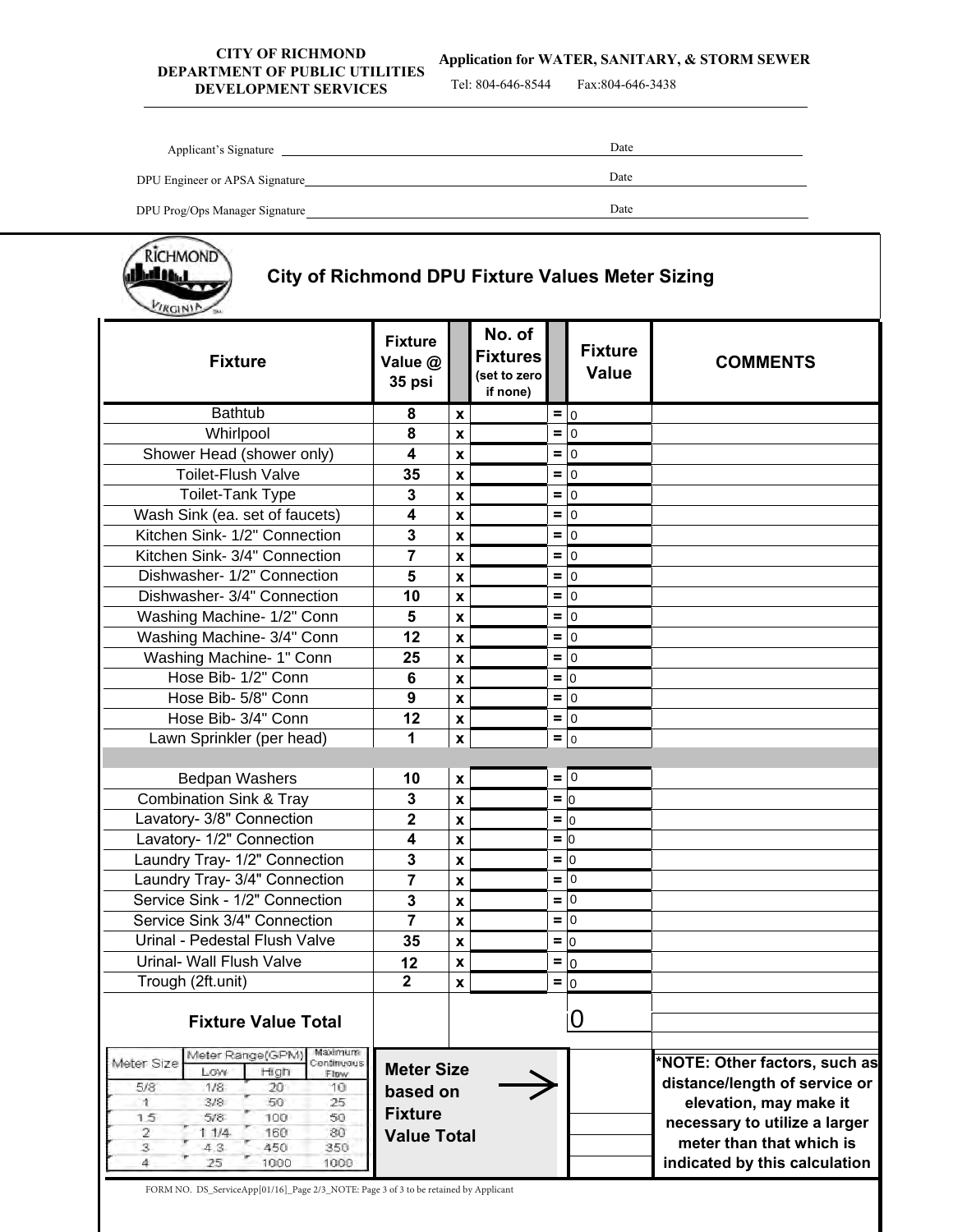**CITY OF RICHMOND**
**DEPARTMENT OF PUBLIC UTILITIES**
**DEVELOPMENT SERVICES**

**Application for WATER, SANITARY, & STORM SEWER**

Tel: 804-646-8544 Fax:804-646-3438

Applicant's Signature ______________________ Date ____________

DPU Engineer or APSA Signature ______________________ Date ____________

DPU Prog/Ops Manager Signature ______________________ Date ____________

## City of Richmond DPU Fixture Values Meter Sizing

| Fixture | Fixture Value @ 35 psi | | No. of Fixtures (set to zero if none) | | Fixture Value | COMMENTS |
|---|---|---|---|---|---|---|
| Bathtub | 8 | x | | = | 0 | |
| Whirlpool | 8 | x | | = | 0 | |
| Shower Head (shower only) | 4 | x | | = | 0 | |
| Toilet-Flush Valve | 35 | x | | = | 0 | |
| Toilet-Tank Type | 3 | x | | = | 0 | |
| Wash Sink (ea. set of faucets) | 4 | x | | = | 0 | |
| Kitchen Sink- 1/2" Connection | 3 | x | | = | 0 | |
| Kitchen Sink- 3/4" Connection | 7 | x | | = | 0 | |
| Dishwasher- 1/2" Connection | 5 | x | | = | 0 | |
| Dishwasher- 3/4" Connection | 10 | x | | = | 0 | |
| Washing Machine- 1/2" Conn | 5 | x | | = | 0 | |
| Washing Machine- 3/4" Conn | 12 | x | | = | 0 | |
| Washing Machine- 1" Conn | 25 | x | | = | 0 | |
| Hose Bib- 1/2" Conn | 6 | x | | = | 0 | |
| Hose Bib- 5/8" Conn | 9 | x | | = | 0 | |
| Hose Bib- 3/4" Conn | 12 | x | | = | 0 | |
| Lawn Sprinkler (per head) | 1 | x | | = | 0 | |
| | | | | | | |
| Bedpan Washers | 10 | x | | = | 0 | |
| Combination Sink & Tray | 3 | x | | = | 0 | |
| Lavatory- 3/8" Connection | 2 | x | | = | 0 | |
| Lavatory- 1/2" Connection | 4 | x | | = | 0 | |
| Laundry Tray- 1/2" Connection | 3 | x | | = | 0 | |
| Laundry Tray- 3/4" Connection | 7 | x | | = | 0 | |
| Service Sink - 1/2" Connection | 3 | x | | = | 0 | |
| Service Sink 3/4" Connection | 7 | x | | = | 0 | |
| Urinal - Pedestal Flush Valve | 35 | x | | = | 0 | |
| Urinal- Wall Flush Valve | 12 | x | | = | 0 | |
| Trough (2ft.unit) | 2 | x | | = | 0 | |
| **Fixture Value Total** | | | | | 0 | |

| Meter Size | Meter Range(GPM) Low | Meter Range(GPM) High | Maximum Continuous Flow |
|---|---|---|---|
| 5/8 | 1/8 | 20 | 10 |
| 1 | 3/8 | 50 | 25 |
| 1.5 | 5/8 | 100 | 50 |
| 2 | 1 1/4 | 160 | 80 |
| 3 | 4.3 | 450 | 350 |
| 4 | 25 | 1000 | 1000 |

**Meter Size based on Fixture Value Total** →

***NOTE: Other factors, such as distance/length of service or elevation, may make it necessary to utilize a larger meter than that which is indicated by this calculation**

FORM NO. DS_ServiceApp[01/16]_Page 2/3_NOTE: Page 3 of 3 to be retained by Applicant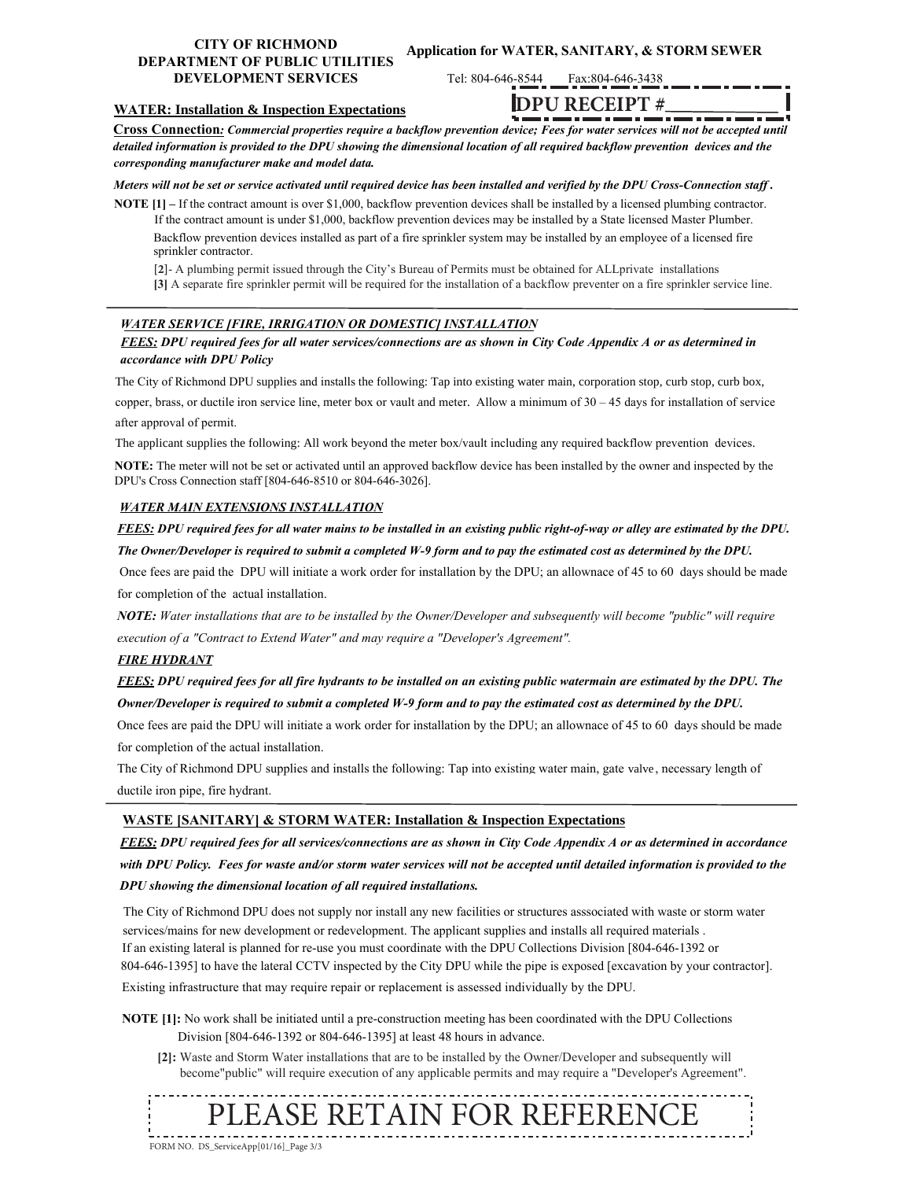**CITY OF RICHMOND**
**DEPARTMENT OF PUBLIC UTILITIES**
**DEVELOPMENT SERVICES**

**Application for WATER, SANITARY, & STORM SEWER**

Tel: 804-646-8544 Fax:804-646-3438

**DPU RECEIPT #\_\_\_\_\_\_\_\_\_\_\_\_\_**

## WATER: Installation & Inspection Expectations

**Cross Connection***: **Commercial properties require a backflow prevention device; Fees for water services will not be accepted until detailed information is provided to the DPU showing the dimensional location of all required backflow prevention devices and the corresponding manufacturer make and model data.***

***Meters will not be set or service activated until required device has been installed and verified by the DPU Cross-Connection staff .***

**NOTE [1] –** If the contract amount is over $1,000, backflow prevention devices shall be installed by a licensed plumbing contractor. If the contract amount is under $1,000, backflow prevention devices may be installed by a State licensed Master Plumber.
Backflow prevention devices installed as part of a fire sprinkler system may be installed by an employee of a licensed fire sprinkler contractor.

[**2**]- A plumbing permit issued through the City's Bureau of Permits must be obtained for ALLprivate installations

**[3]** A separate fire sprinkler permit will be required for the installation of a backflow preventer on a fire sprinkler service line.

---

### *WATER SERVICE [FIRE, IRRIGATION OR DOMESTIC] INSTALLATION*

***FEES:* DPU required fees for all water services/connections are as shown in City Code Appendix A or as determined in accordance with DPU Policy**

The City of Richmond DPU supplies and installs the following: Tap into existing water main, corporation stop, curb stop, curb box, copper, brass, or ductile iron service line, meter box or vault and meter. Allow a minimum of 30 – 45 days for installation of service after approval of permit.

The applicant supplies the following: All work beyond the meter box/vault including any required backflow prevention devices.

**NOTE:** The meter will not be set or activated until an approved backflow device has been installed by the owner and inspected by the DPU's Cross Connection staff [804-646-8510 or 804-646-3026].

### *WATER MAIN EXTENSIONS INSTALLATION*

***FEES:* DPU required fees for all water mains to be installed in an existing public right-of-way or alley are estimated by the DPU. The Owner/Developer is required to submit a completed W-9 form and to pay the estimated cost as determined by the DPU.**

Once fees are paid the DPU will initiate a work order for installation by the DPU; an allownace of 45 to 60 days should be made for completion of the actual installation.

***NOTE:*** *Water installations that are to be installed by the Owner/Developer and subsequently will become "public" will require execution of a "Contract to Extend Water" and may require a "Developer's Agreement".*

### *FIRE HYDRANT*

***FEES:* DPU required fees for all fire hydrants to be installed on an existing public watermain are estimated by the DPU. The Owner/Developer is required to submit a completed W-9 form and to pay the estimated cost as determined by the DPU.**

Once fees are paid the DPU will initiate a work order for installation by the DPU; an allownace of 45 to 60 days should be made for completion of the actual installation.

The City of Richmond DPU supplies and installs the following: Tap into existing water main, gate valve, necessary length of ductile iron pipe, fire hydrant.

---

## WASTE [SANITARY] & STORM WATER: Installation & Inspection Expectations

***FEES:* DPU required fees for all services/connections are as shown in City Code Appendix A or as determined in accordance with DPU Policy. Fees for waste and/or storm water services will not be accepted until detailed information is provided to the DPU showing the dimensional location of all required installations.**

The City of Richmond DPU does not supply nor install any new facilities or structures asssociated with waste or storm water services/mains for new development or redevelopment. The applicant supplies and installs all required materials .
If an existing lateral is planned for re-use you must coordinate with the DPU Collections Division [804-646-1392 or 804-646-1395] to have the lateral CCTV inspected by the City DPU while the pipe is exposed [excavation by your contractor].
Existing infrastructure that may require repair or replacement is assessed individually by the DPU.

**NOTE [1]:** No work shall be initiated until a pre-construction meeting has been coordinated with the DPU Collections Division [804-646-1392 or 804-646-1395] at least 48 hours in advance.

**[2]:** Waste and Storm Water installations that are to be installed by the Owner/Developer and subsequently will become"public" will require execution of any applicable permits and may require a "Developer's Agreement".

# PLEASE RETAIN FOR REFERENCE

FORM NO. DS_ServiceApp[01/16]_Page 3/3